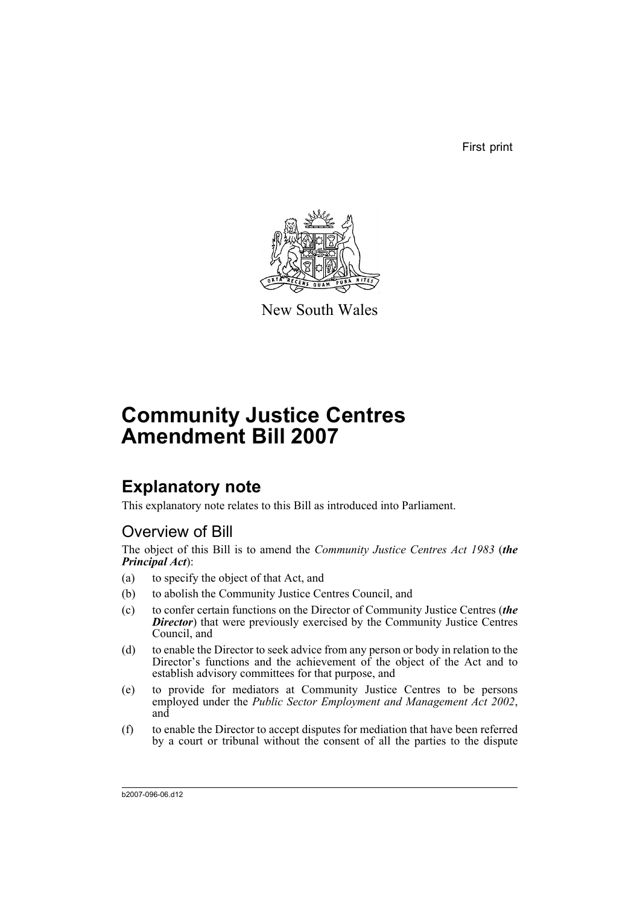First print

New South Wales

# Community Justice Centres Amendment Bill 2007

## Explanatory note

This explanatory note relates to this Bill as introduced into Parliament.

### Overview of Bill

The object of this Bill is to amend the *Community Justice Centres Act 1983* (***the Principal Act***):

(a) to specify the object of that Act, and

(b) to abolish the Community Justice Centres Council, and

(c) to confer certain functions on the Director of Community Justice Centres (***the Director***) that were previously exercised by the Community Justice Centres Council, and

(d) to enable the Director to seek advice from any person or body in relation to the Director's functions and the achievement of the object of the Act and to establish advisory committees for that purpose, and

(e) to provide for mediators at Community Justice Centres to be persons employed under the *Public Sector Employment and Management Act 2002*, and

(f) to enable the Director to accept disputes for mediation that have been referred by a court or tribunal without the consent of all the parties to the dispute

b2007-096-06.d12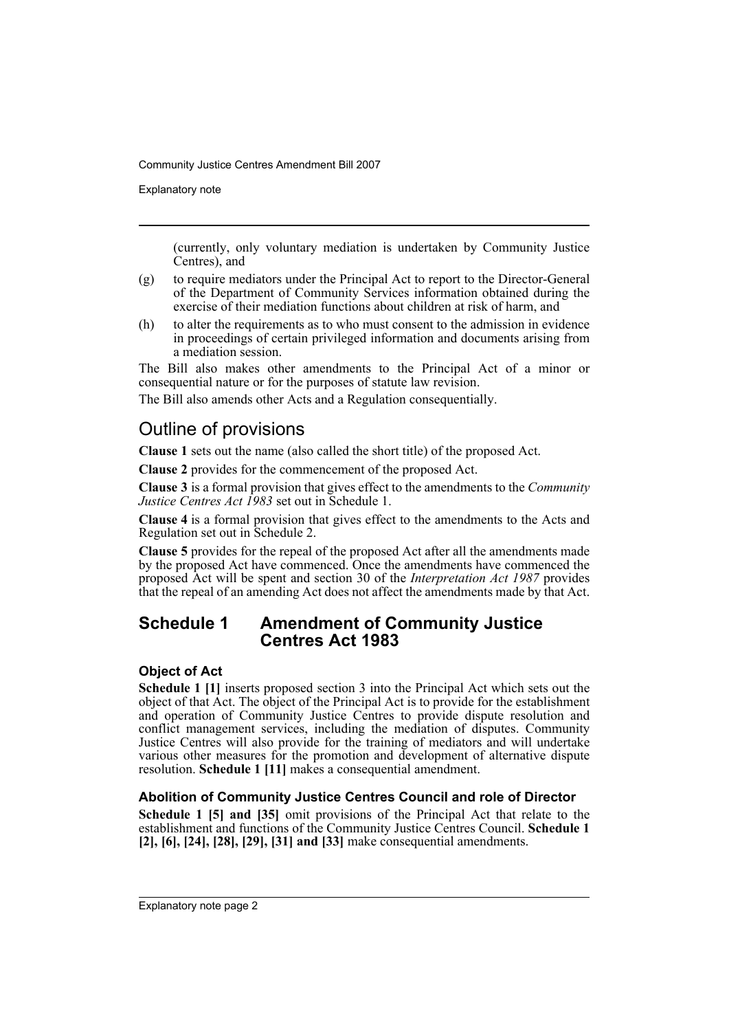(currently, only voluntary mediation is undertaken by Community Justice Centres), and

(g) to require mediators under the Principal Act to report to the Director-General of the Department of Community Services information obtained during the exercise of their mediation functions about children at risk of harm, and

(h) to alter the requirements as to who must consent to the admission in evidence in proceedings of certain privileged information and documents arising from a mediation session.

The Bill also makes other amendments to the Principal Act of a minor or consequential nature or for the purposes of statute law revision.

The Bill also amends other Acts and a Regulation consequentially.

## Outline of provisions

**Clause 1** sets out the name (also called the short title) of the proposed Act.

**Clause 2** provides for the commencement of the proposed Act.

**Clause 3** is a formal provision that gives effect to the amendments to the *Community Justice Centres Act 1983* set out in Schedule 1.

**Clause 4** is a formal provision that gives effect to the amendments to the Acts and Regulation set out in Schedule 2.

**Clause 5** provides for the repeal of the proposed Act after all the amendments made by the proposed Act have commenced. Once the amendments have commenced the proposed Act will be spent and section 30 of the *Interpretation Act 1987* provides that the repeal of an amending Act does not affect the amendments made by that Act.

## Schedule 1 Amendment of Community Justice Centres Act 1983

### Object of Act

**Schedule 1 [1]** inserts proposed section 3 into the Principal Act which sets out the object of that Act. The object of the Principal Act is to provide for the establishment and operation of Community Justice Centres to provide dispute resolution and conflict management services, including the mediation of disputes. Community Justice Centres will also provide for the training of mediators and will undertake various other measures for the promotion and development of alternative dispute resolution. **Schedule 1 [11]** makes a consequential amendment.

### Abolition of Community Justice Centres Council and role of Director

**Schedule 1 [5] and [35]** omit provisions of the Principal Act that relate to the establishment and functions of the Community Justice Centres Council. **Schedule 1 [2], [6], [24], [28], [29], [31] and [33]** make consequential amendments.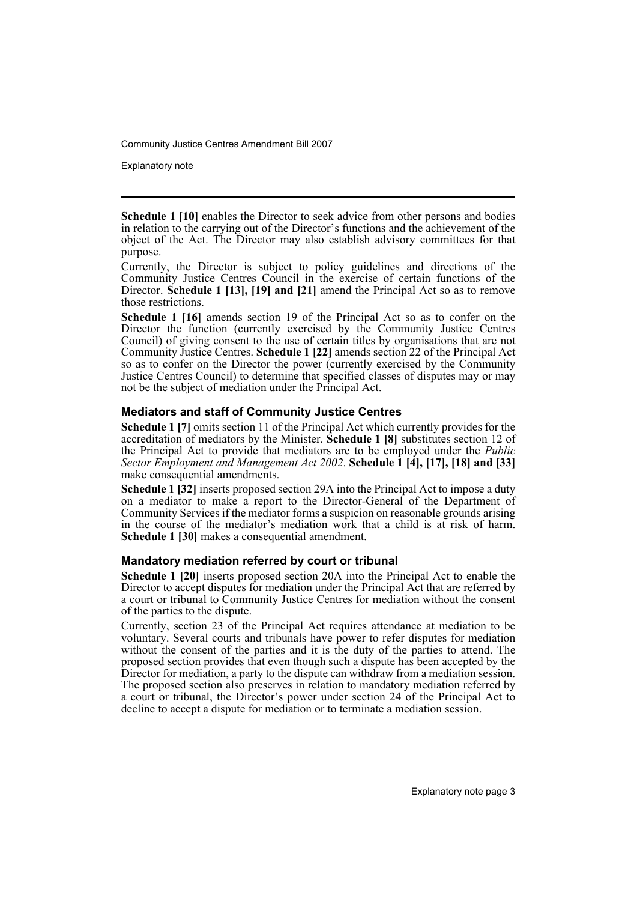**Schedule 1 [10]** enables the Director to seek advice from other persons and bodies in relation to the carrying out of the Director's functions and the achievement of the object of the Act. The Director may also establish advisory committees for that purpose.

Currently, the Director is subject to policy guidelines and directions of the Community Justice Centres Council in the exercise of certain functions of the Director. **Schedule 1 [13], [19] and [21]** amend the Principal Act so as to remove those restrictions.

**Schedule 1 [16]** amends section 19 of the Principal Act so as to confer on the Director the function (currently exercised by the Community Justice Centres Council) of giving consent to the use of certain titles by organisations that are not Community Justice Centres. **Schedule 1 [22]** amends section 22 of the Principal Act so as to confer on the Director the power (currently exercised by the Community Justice Centres Council) to determine that specified classes of disputes may or may not be the subject of mediation under the Principal Act.

### Mediators and staff of Community Justice Centres

**Schedule 1 [7]** omits section 11 of the Principal Act which currently provides for the accreditation of mediators by the Minister. **Schedule 1 [8]** substitutes section 12 of the Principal Act to provide that mediators are to be employed under the *Public Sector Employment and Management Act 2002*. **Schedule 1 [4], [17], [18] and [33]** make consequential amendments.

**Schedule 1 [32]** inserts proposed section 29A into the Principal Act to impose a duty on a mediator to make a report to the Director-General of the Department of Community Services if the mediator forms a suspicion on reasonable grounds arising in the course of the mediator's mediation work that a child is at risk of harm. **Schedule 1 [30]** makes a consequential amendment.

### Mandatory mediation referred by court or tribunal

**Schedule 1 [20]** inserts proposed section 20A into the Principal Act to enable the Director to accept disputes for mediation under the Principal Act that are referred by a court or tribunal to Community Justice Centres for mediation without the consent of the parties to the dispute.

Currently, section 23 of the Principal Act requires attendance at mediation to be voluntary. Several courts and tribunals have power to refer disputes for mediation without the consent of the parties and it is the duty of the parties to attend. The proposed section provides that even though such a dispute has been accepted by the Director for mediation, a party to the dispute can withdraw from a mediation session. The proposed section also preserves in relation to mandatory mediation referred by a court or tribunal, the Director's power under section 24 of the Principal Act to decline to accept a dispute for mediation or to terminate a mediation session.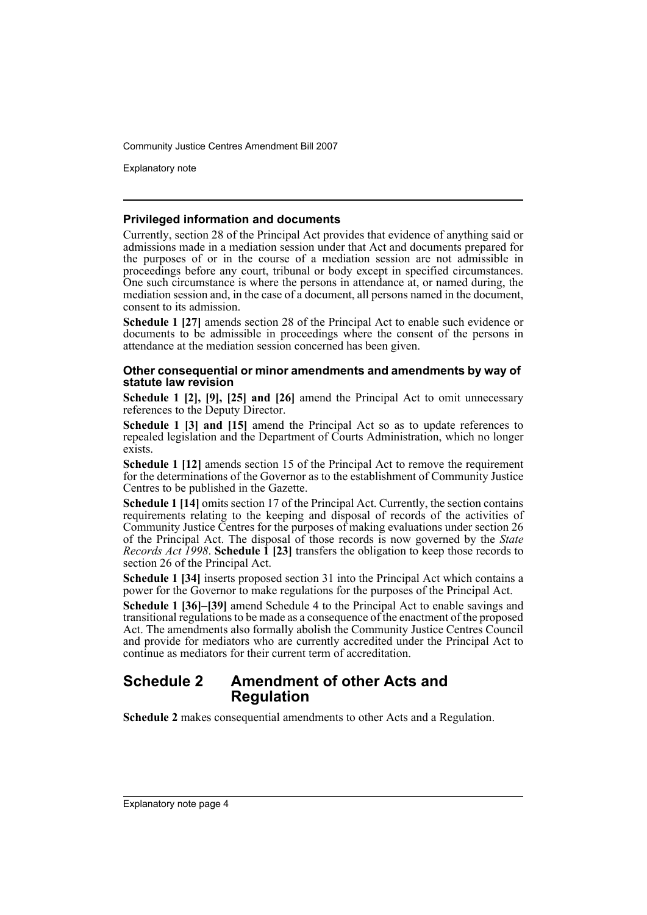### Privileged information and documents

Currently, section 28 of the Principal Act provides that evidence of anything said or admissions made in a mediation session under that Act and documents prepared for the purposes of or in the course of a mediation session are not admissible in proceedings before any court, tribunal or body except in specified circumstances. One such circumstance is where the persons in attendance at, or named during, the mediation session and, in the case of a document, all persons named in the document, consent to its admission.

**Schedule 1 [27]** amends section 28 of the Principal Act to enable such evidence or documents to be admissible in proceedings where the consent of the persons in attendance at the mediation session concerned has been given.

#### Other consequential or minor amendments and amendments by way of statute law revision

**Schedule 1 [2], [9], [25] and [26]** amend the Principal Act to omit unnecessary references to the Deputy Director.

**Schedule 1 [3] and [15]** amend the Principal Act so as to update references to repealed legislation and the Department of Courts Administration, which no longer exists.

**Schedule 1 [12]** amends section 15 of the Principal Act to remove the requirement for the determinations of the Governor as to the establishment of Community Justice Centres to be published in the Gazette.

**Schedule 1 [14]** omits section 17 of the Principal Act. Currently, the section contains requirements relating to the keeping and disposal of records of the activities of Community Justice Centres for the purposes of making evaluations under section 26 of the Principal Act. The disposal of those records is now governed by the *State Records Act 1998*. **Schedule 1 [23]** transfers the obligation to keep those records to section 26 of the Principal Act.

**Schedule 1 [34]** inserts proposed section 31 into the Principal Act which contains a power for the Governor to make regulations for the purposes of the Principal Act.

**Schedule 1 [36]–[39]** amend Schedule 4 to the Principal Act to enable savings and transitional regulations to be made as a consequence of the enactment of the proposed Act. The amendments also formally abolish the Community Justice Centres Council and provide for mediators who are currently accredited under the Principal Act to continue as mediators for their current term of accreditation.

## Schedule 2 Amendment of other Acts and Regulation

**Schedule 2** makes consequential amendments to other Acts and a Regulation.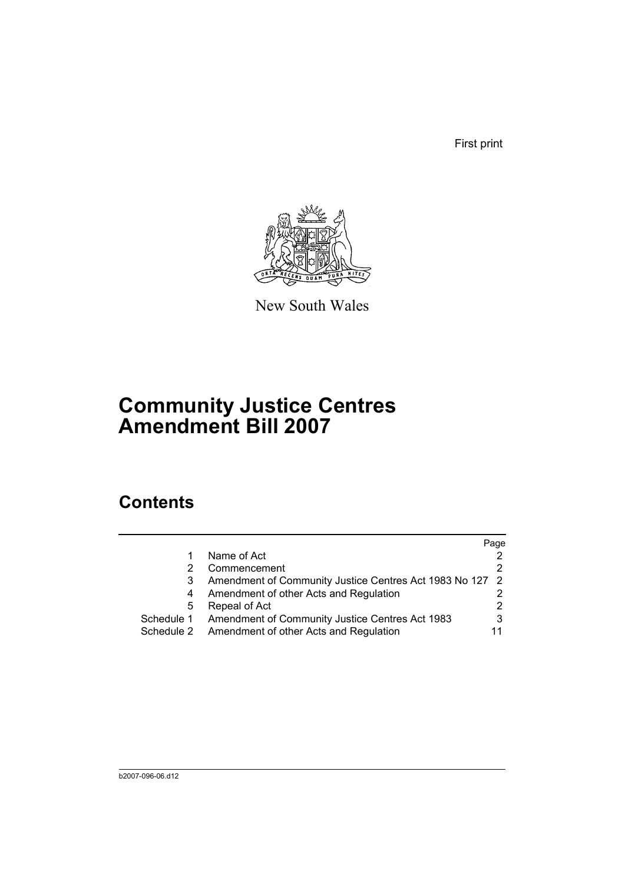First print

New South Wales

# Community Justice Centres Amendment Bill 2007

## Contents

| | | Page |
|---|---|---|
| 1 | Name of Act | 2 |
| 2 | Commencement | 2 |
| 3 | Amendment of Community Justice Centres Act 1983 No 127 | 2 |
| 4 | Amendment of other Acts and Regulation | 2 |
| 5 | Repeal of Act | 2 |
| Schedule 1 | Amendment of Community Justice Centres Act 1983 | 3 |
| Schedule 2 | Amendment of other Acts and Regulation | 11 |

b2007-096-06.d12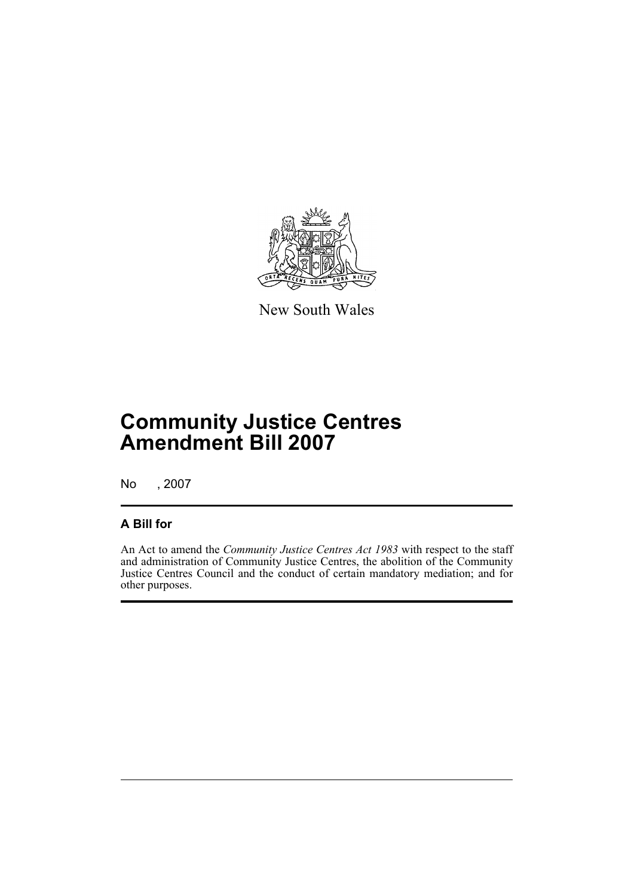New South Wales

# Community Justice Centres Amendment Bill 2007

No , 2007

## A Bill for

An Act to amend the *Community Justice Centres Act 1983* with respect to the staff and administration of Community Justice Centres, the abolition of the Community Justice Centres Council and the conduct of certain mandatory mediation; and for other purposes.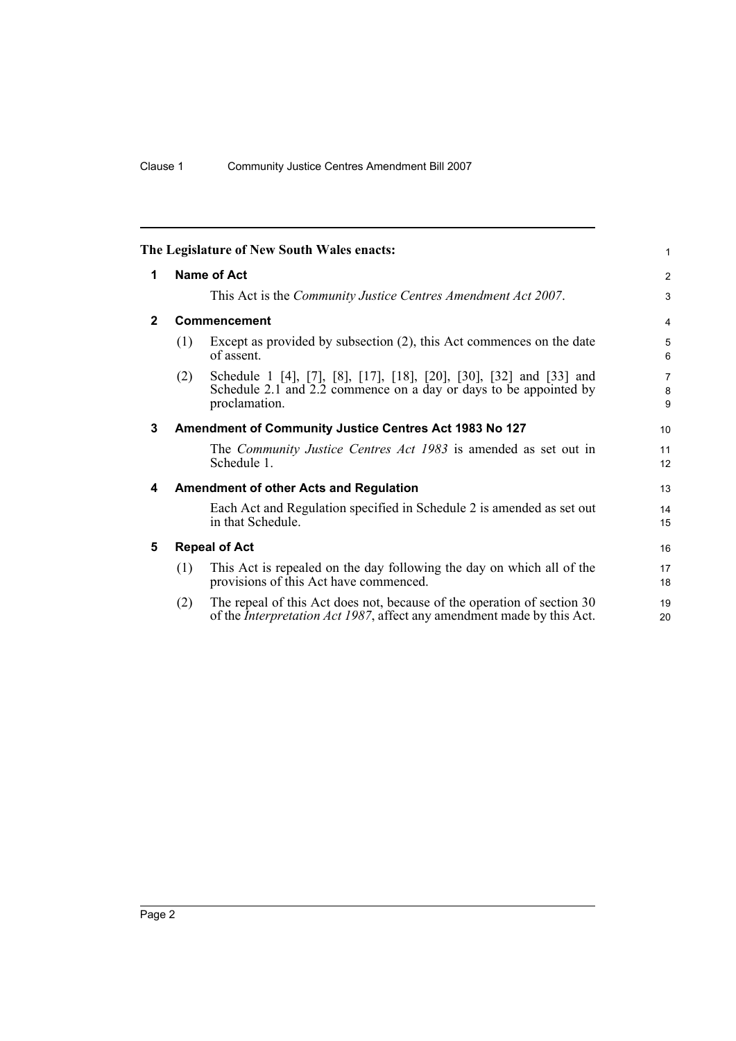The Legislature of New South Wales enacts:

## 1 Name of Act

This Act is the *Community Justice Centres Amendment Act 2007*.

## 2 Commencement

(1) Except as provided by subsection (2), this Act commences on the date of assent.

(2) Schedule 1 [4], [7], [8], [17], [18], [20], [30], [32] and [33] and Schedule 2.1 and 2.2 commence on a day or days to be appointed by proclamation.

## 3 Amendment of Community Justice Centres Act 1983 No 127

The *Community Justice Centres Act 1983* is amended as set out in Schedule 1.

## 4 Amendment of other Acts and Regulation

Each Act and Regulation specified in Schedule 2 is amended as set out in that Schedule.

## 5 Repeal of Act

(1) This Act is repealed on the day following the day on which all of the provisions of this Act have commenced.

(2) The repeal of this Act does not, because of the operation of section 30 of the *Interpretation Act 1987*, affect any amendment made by this Act.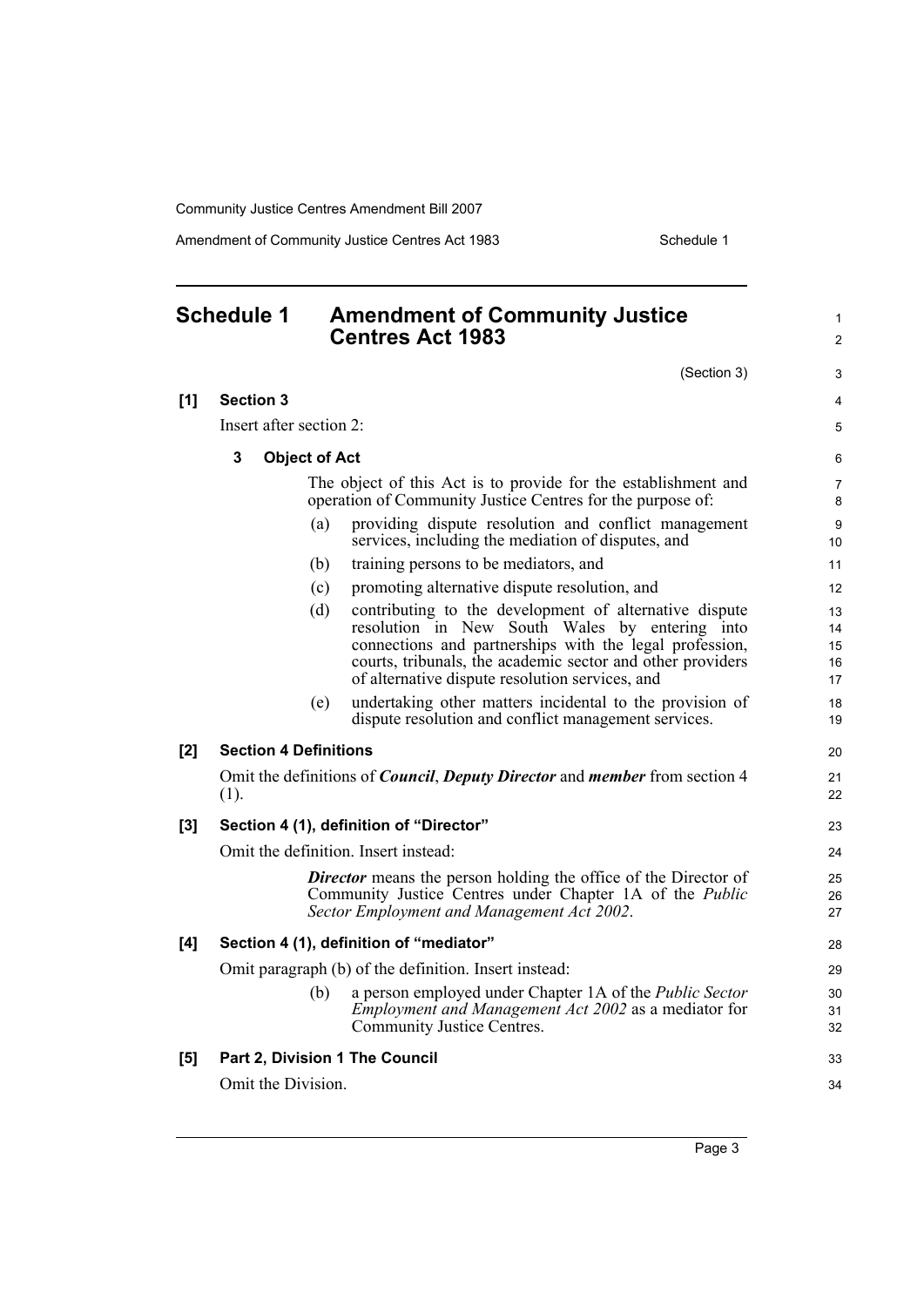# Schedule 1 Amendment of Community Justice Centres Act 1983

(Section 3)

**[1] Section 3**

Insert after section 2:

**3 Object of Act**

The object of this Act is to provide for the establishment and operation of Community Justice Centres for the purpose of:

(a) providing dispute resolution and conflict management services, including the mediation of disputes, and

(b) training persons to be mediators, and

(c) promoting alternative dispute resolution, and

(d) contributing to the development of alternative dispute resolution in New South Wales by entering into connections and partnerships with the legal profession, courts, tribunals, the academic sector and other providers of alternative dispute resolution services, and

(e) undertaking other matters incidental to the provision of dispute resolution and conflict management services.

**[2] Section 4 Definitions**

Omit the definitions of ***Council***, ***Deputy Director*** and ***member*** from section 4 (1).

**[3] Section 4 (1), definition of "Director"**

Omit the definition. Insert instead:

***Director*** means the person holding the office of the Director of Community Justice Centres under Chapter 1A of the *Public Sector Employment and Management Act 2002*.

**[4] Section 4 (1), definition of "mediator"**

Omit paragraph (b) of the definition. Insert instead:

(b) a person employed under Chapter 1A of the *Public Sector Employment and Management Act 2002* as a mediator for Community Justice Centres.

**[5] Part 2, Division 1 The Council**

Omit the Division.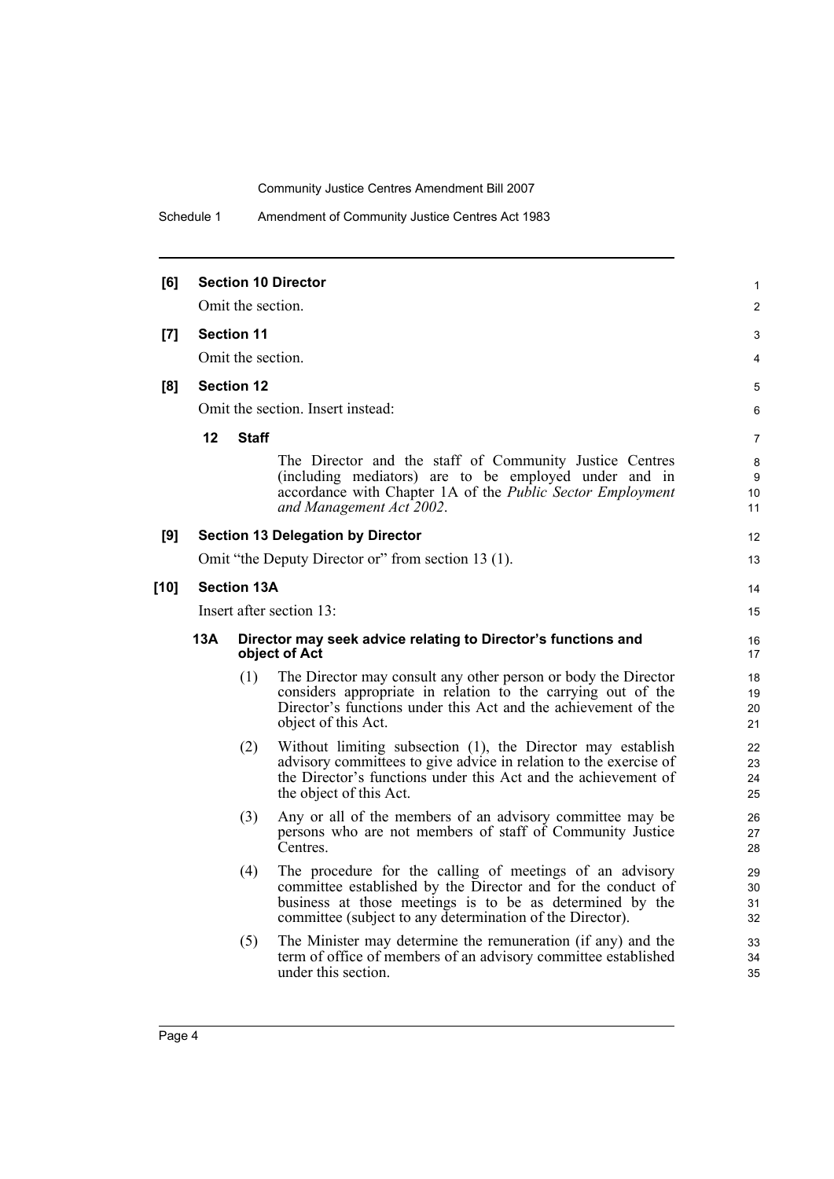**[6] Section 10 Director**

Omit the section.

**[7] Section 11**

Omit the section.

**[8] Section 12**

Omit the section. Insert instead:

**12 Staff**

The Director and the staff of Community Justice Centres (including mediators) are to be employed under and in accordance with Chapter 1A of the *Public Sector Employment and Management Act 2002*.

**[9] Section 13 Delegation by Director**

Omit "the Deputy Director or" from section 13 (1).

**[10] Section 13A**

Insert after section 13:

**13A Director may seek advice relating to Director's functions and object of Act**

(1) The Director may consult any other person or body the Director considers appropriate in relation to the carrying out of the Director's functions under this Act and the achievement of the object of this Act.

(2) Without limiting subsection (1), the Director may establish advisory committees to give advice in relation to the exercise of the Director's functions under this Act and the achievement of the object of this Act.

(3) Any or all of the members of an advisory committee may be persons who are not members of staff of Community Justice Centres.

(4) The procedure for the calling of meetings of an advisory committee established by the Director and for the conduct of business at those meetings is to be as determined by the committee (subject to any determination of the Director).

(5) The Minister may determine the remuneration (if any) and the term of office of members of an advisory committee established under this section.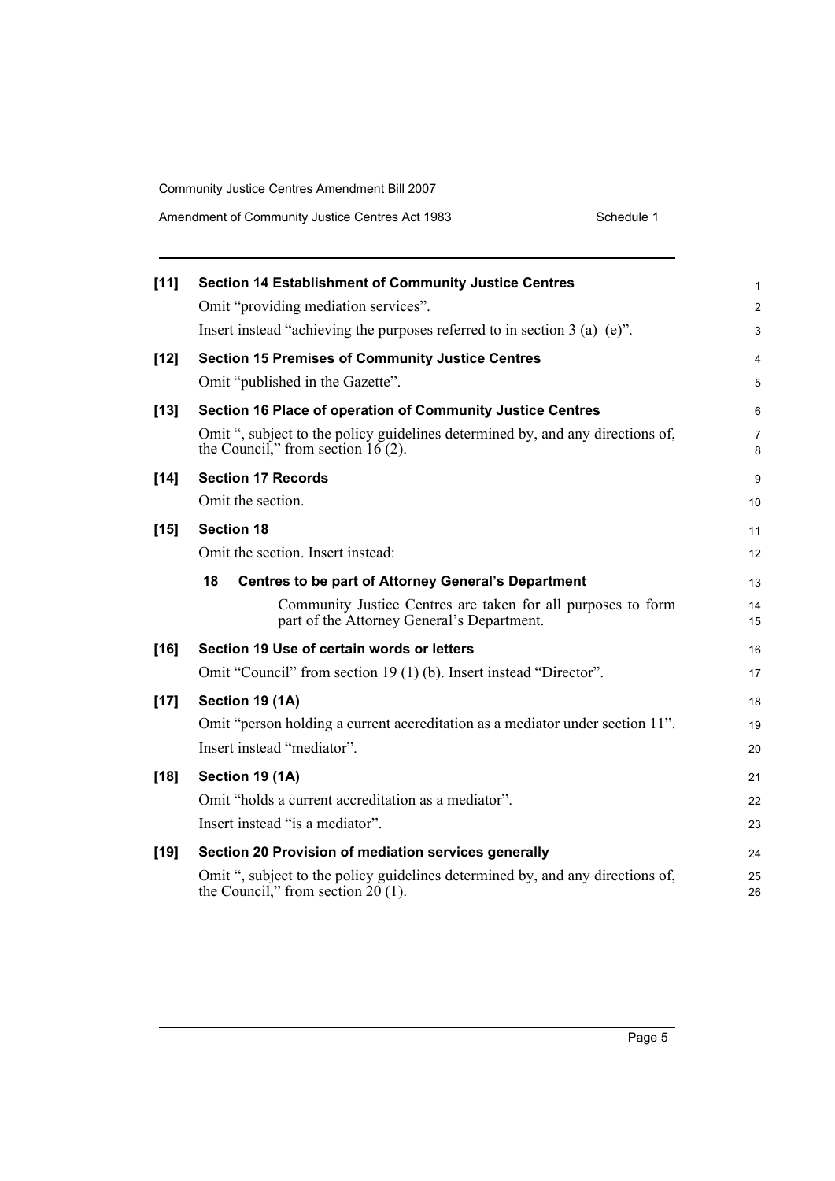**[11] Section 14 Establishment of Community Justice Centres**

Omit "providing mediation services".

Insert instead "achieving the purposes referred to in section 3 (a)–(e)".

**[12] Section 15 Premises of Community Justice Centres**

Omit "published in the Gazette".

**[13] Section 16 Place of operation of Community Justice Centres**

Omit ", subject to the policy guidelines determined by, and any directions of, the Council," from section 16 (2).

**[14] Section 17 Records**

Omit the section.

**[15] Section 18**

Omit the section. Insert instead:

**18 Centres to be part of Attorney General's Department**

Community Justice Centres are taken for all purposes to form part of the Attorney General's Department.

**[16] Section 19 Use of certain words or letters**

Omit "Council" from section 19 (1) (b). Insert instead "Director".

**[17] Section 19 (1A)**

Omit "person holding a current accreditation as a mediator under section 11".

Insert instead "mediator".

**[18] Section 19 (1A)**

Omit "holds a current accreditation as a mediator".

Insert instead "is a mediator".

**[19] Section 20 Provision of mediation services generally**

Omit ", subject to the policy guidelines determined by, and any directions of, the Council," from section 20 (1).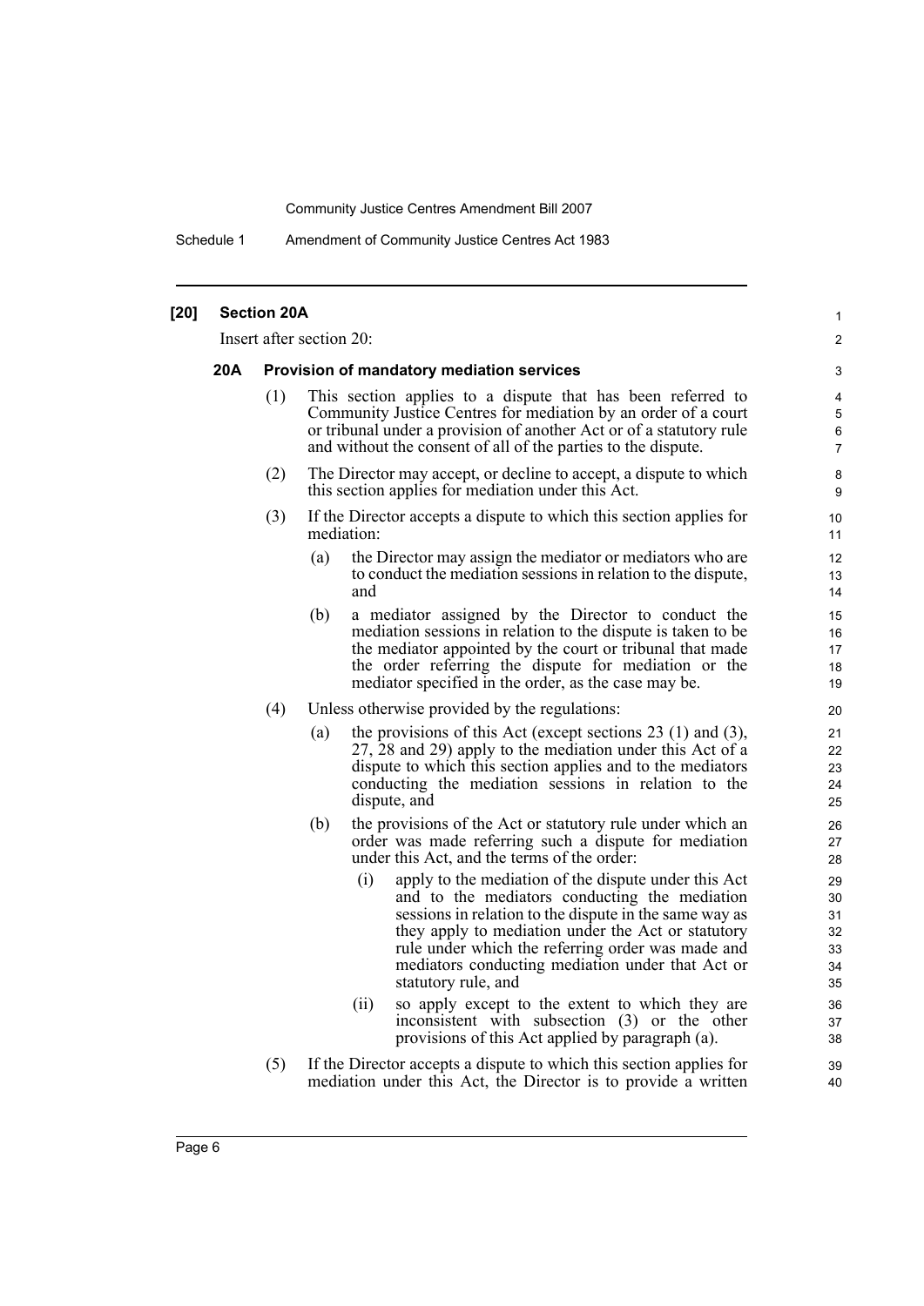**[20] Section 20A**

Insert after section 20:

**20A Provision of mandatory mediation services**

(1) This section applies to a dispute that has been referred to Community Justice Centres for mediation by an order of a court or tribunal under a provision of another Act or of a statutory rule and without the consent of all of the parties to the dispute.

(2) The Director may accept, or decline to accept, a dispute to which this section applies for mediation under this Act.

(3) If the Director accepts a dispute to which this section applies for mediation:

- (a) the Director may assign the mediator or mediators who are to conduct the mediation sessions in relation to the dispute, and
- (b) a mediator assigned by the Director to conduct the mediation sessions in relation to the dispute is taken to be the mediator appointed by the court or tribunal that made the order referring the dispute for mediation or the mediator specified in the order, as the case may be.

(4) Unless otherwise provided by the regulations:

- (a) the provisions of this Act (except sections 23 (1) and (3), 27, 28 and 29) apply to the mediation under this Act of a dispute to which this section applies and to the mediators conducting the mediation sessions in relation to the dispute, and
- (b) the provisions of the Act or statutory rule under which an order was made referring such a dispute for mediation under this Act, and the terms of the order:
  - (i) apply to the mediation of the dispute under this Act and to the mediators conducting the mediation sessions in relation to the dispute in the same way as they apply to mediation under the Act or statutory rule under which the referring order was made and mediators conducting mediation under that Act or statutory rule, and
  - (ii) so apply except to the extent to which they are inconsistent with subsection (3) or the other provisions of this Act applied by paragraph (a).

(5) If the Director accepts a dispute to which this section applies for mediation under this Act, the Director is to provide a written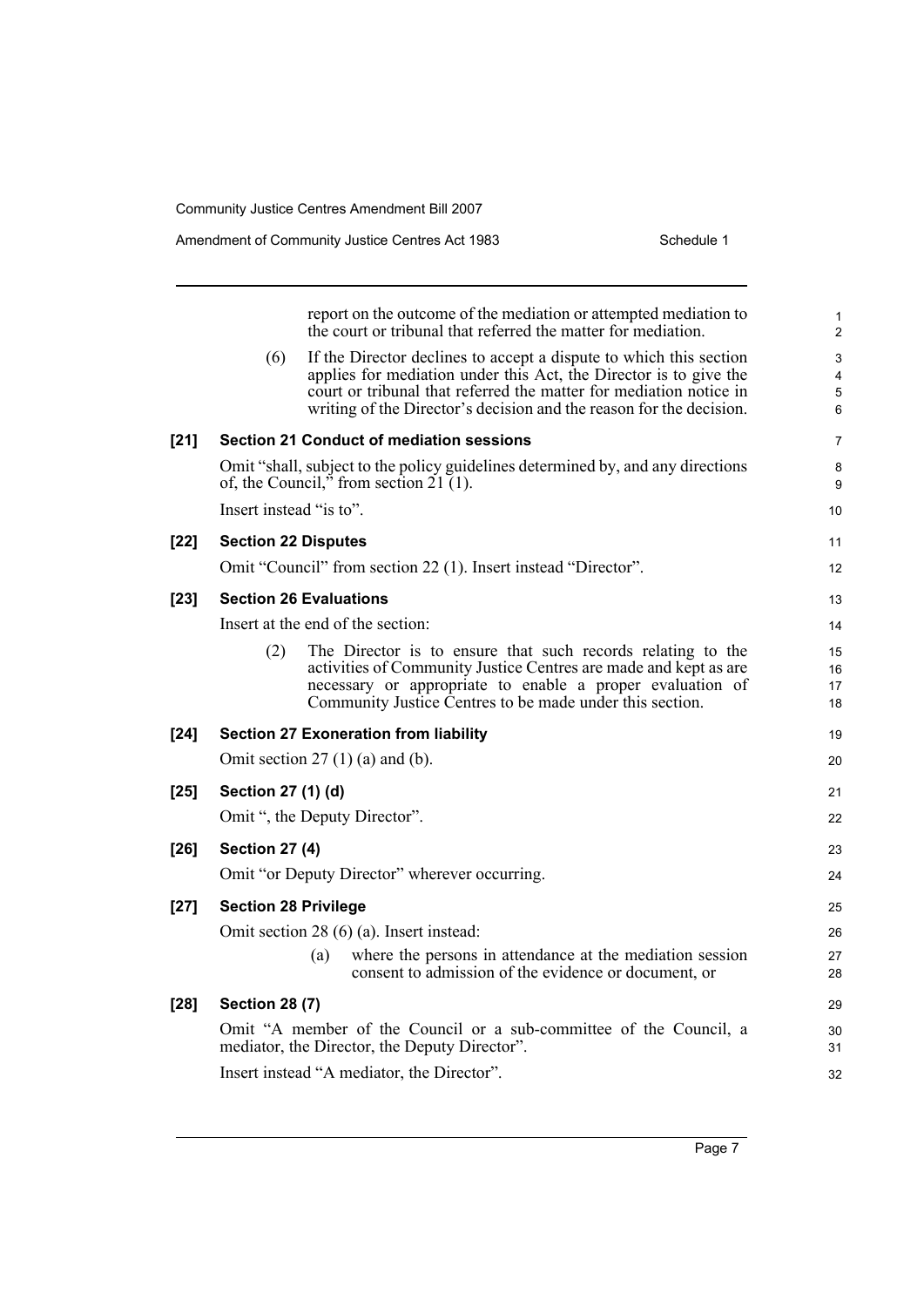report on the outcome of the mediation or attempted mediation to the court or tribunal that referred the matter for mediation.

(6) If the Director declines to accept a dispute to which this section applies for mediation under this Act, the Director is to give the court or tribunal that referred the matter for mediation notice in writing of the Director's decision and the reason for the decision.

**[21] Section 21 Conduct of mediation sessions**

Omit "shall, subject to the policy guidelines determined by, and any directions of, the Council," from section 21 (1).

Insert instead "is to".

**[22] Section 22 Disputes**

Omit "Council" from section 22 (1). Insert instead "Director".

**[23] Section 26 Evaluations**

Insert at the end of the section:

(2) The Director is to ensure that such records relating to the activities of Community Justice Centres are made and kept as are necessary or appropriate to enable a proper evaluation of Community Justice Centres to be made under this section.

**[24] Section 27 Exoneration from liability**

Omit section 27 (1) (a) and (b).

**[25] Section 27 (1) (d)**

Omit ", the Deputy Director".

**[26] Section 27 (4)**

Omit "or Deputy Director" wherever occurring.

**[27] Section 28 Privilege**

Omit section 28 (6) (a). Insert instead:

(a) where the persons in attendance at the mediation session consent to admission of the evidence or document, or

**[28] Section 28 (7)**

Omit "A member of the Council or a sub-committee of the Council, a mediator, the Director, the Deputy Director".

Insert instead "A mediator, the Director".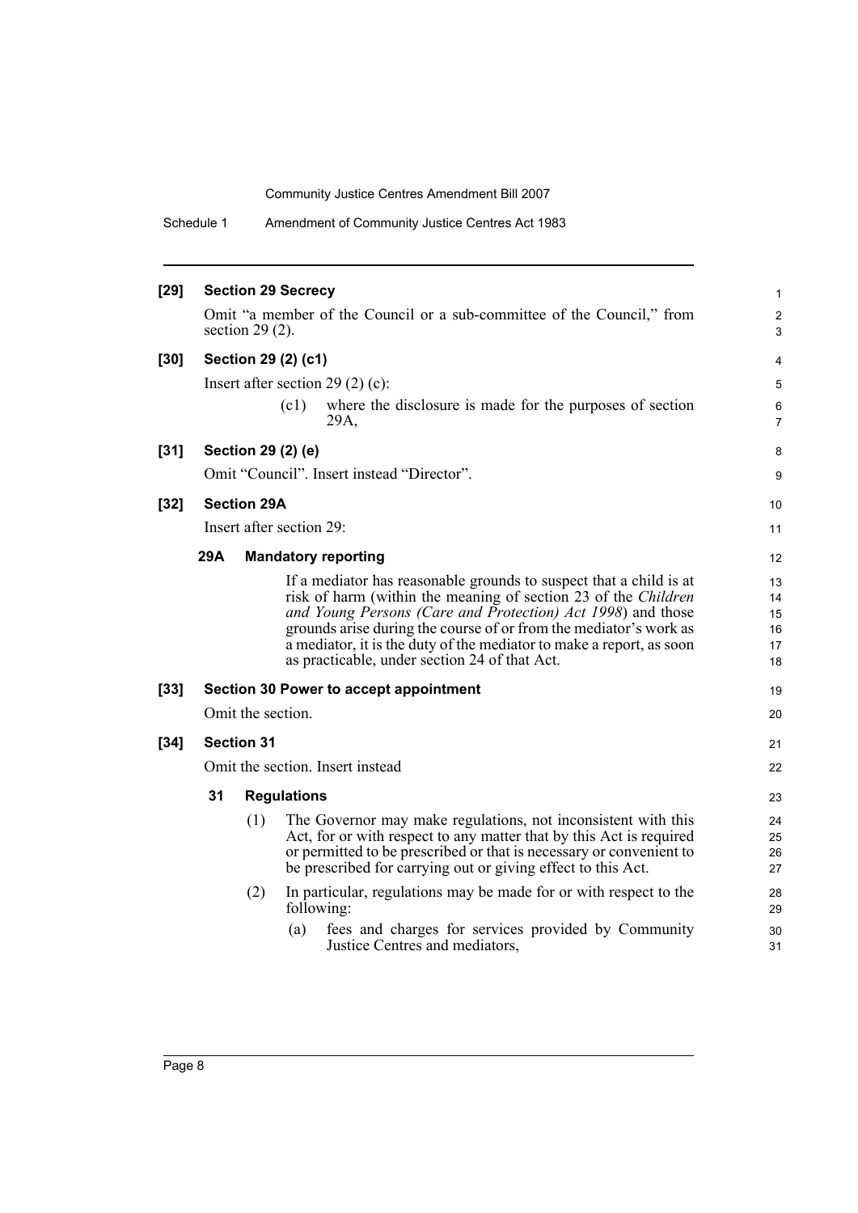**[29] Section 29 Secrecy**

Omit "a member of the Council or a sub-committee of the Council," from section 29 (2).

**[30] Section 29 (2) (c1)**

Insert after section 29 (2) (c):

(c1) where the disclosure is made for the purposes of section 29A,

**[31] Section 29 (2) (e)**

Omit "Council". Insert instead "Director".

**[32] Section 29A**

Insert after section 29:

**29A Mandatory reporting**

If a mediator has reasonable grounds to suspect that a child is at risk of harm (within the meaning of section 23 of the *Children and Young Persons (Care and Protection) Act 1998*) and those grounds arise during the course of or from the mediator's work as a mediator, it is the duty of the mediator to make a report, as soon as practicable, under section 24 of that Act.

**[33] Section 30 Power to accept appointment**

Omit the section.

**[34] Section 31**

Omit the section. Insert instead

**31 Regulations**

(1) The Governor may make regulations, not inconsistent with this Act, for or with respect to any matter that by this Act is required or permitted to be prescribed or that is necessary or convenient to be prescribed for carrying out or giving effect to this Act.

(2) In particular, regulations may be made for or with respect to the following:

(a) fees and charges for services provided by Community Justice Centres and mediators,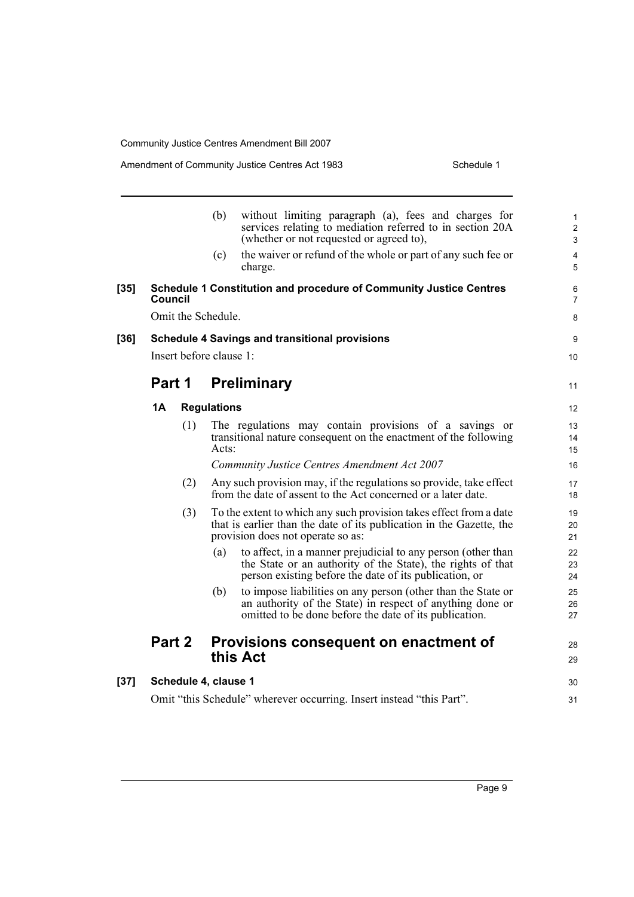(b) without limiting paragraph (a), fees and charges for services relating to mediation referred to in section 20A (whether or not requested or agreed to),

(c) the waiver or refund of the whole or part of any such fee or charge.

**[35] Schedule 1 Constitution and procedure of Community Justice Centres Council**

Omit the Schedule.

**[36] Schedule 4 Savings and transitional provisions**

Insert before clause 1:

## Part 1 Preliminary

### 1A Regulations

(1) The regulations may contain provisions of a savings or transitional nature consequent on the enactment of the following Acts:

*Community Justice Centres Amendment Act 2007*

(2) Any such provision may, if the regulations so provide, take effect from the date of assent to the Act concerned or a later date.

(3) To the extent to which any such provision takes effect from a date that is earlier than the date of its publication in the Gazette, the provision does not operate so as:

(a) to affect, in a manner prejudicial to any person (other than the State or an authority of the State), the rights of that person existing before the date of its publication, or

(b) to impose liabilities on any person (other than the State or an authority of the State) in respect of anything done or omitted to be done before the date of its publication.

## Part 2 Provisions consequent on enactment of this Act

**[37] Schedule 4, clause 1**

Omit "this Schedule" wherever occurring. Insert instead "this Part".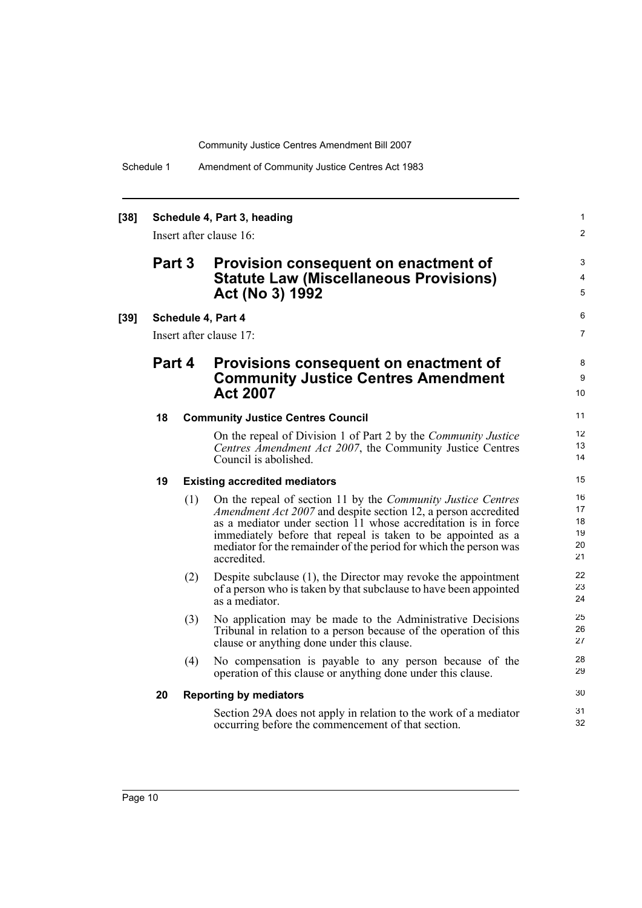**[38] Schedule 4, Part 3, heading**

Insert after clause 16:

## Part 3 Provision consequent on enactment of Statute Law (Miscellaneous Provisions) Act (No 3) 1992

**[39] Schedule 4, Part 4**

Insert after clause 17:

## Part 4 Provisions consequent on enactment of Community Justice Centres Amendment Act 2007

### 18 Community Justice Centres Council

On the repeal of Division 1 of Part 2 by the *Community Justice Centres Amendment Act 2007*, the Community Justice Centres Council is abolished.

### 19 Existing accredited mediators

(1) On the repeal of section 11 by the *Community Justice Centres Amendment Act 2007* and despite section 12, a person accredited as a mediator under section 11 whose accreditation is in force immediately before that repeal is taken to be appointed as a mediator for the remainder of the period for which the person was accredited.

(2) Despite subclause (1), the Director may revoke the appointment of a person who is taken by that subclause to have been appointed as a mediator.

(3) No application may be made to the Administrative Decisions Tribunal in relation to a person because of the operation of this clause or anything done under this clause.

(4) No compensation is payable to any person because of the operation of this clause or anything done under this clause.

### 20 Reporting by mediators

Section 29A does not apply in relation to the work of a mediator occurring before the commencement of that section.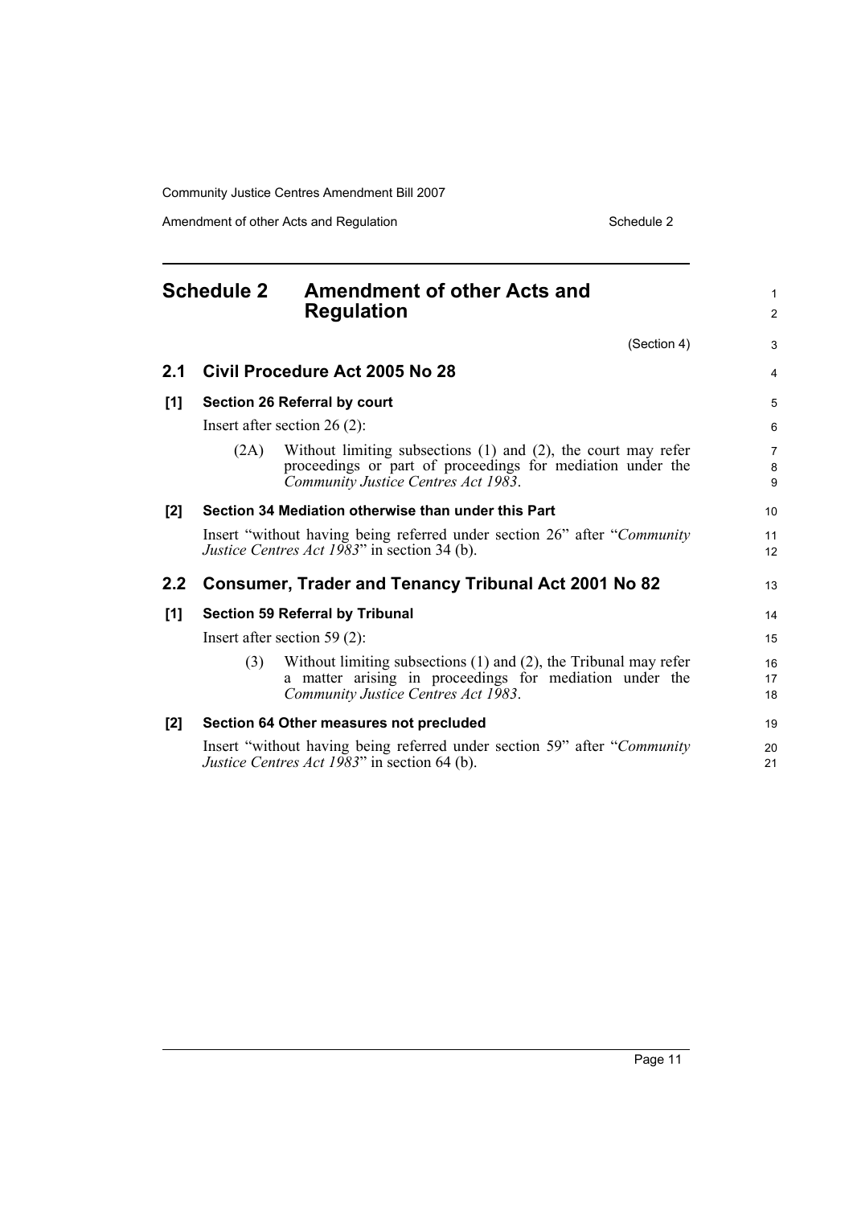# Schedule 2 Amendment of other Acts and Regulation

(Section 4)

## 2.1 Civil Procedure Act 2005 No 28

### [1] Section 26 Referral by court

Insert after section 26 (2):

(2A) Without limiting subsections (1) and (2), the court may refer proceedings or part of proceedings for mediation under the *Community Justice Centres Act 1983*.

### [2] Section 34 Mediation otherwise than under this Part

Insert "without having being referred under section 26" after "*Community Justice Centres Act 1983*" in section 34 (b).

## 2.2 Consumer, Trader and Tenancy Tribunal Act 2001 No 82

### [1] Section 59 Referral by Tribunal

Insert after section 59 (2):

(3) Without limiting subsections (1) and (2), the Tribunal may refer a matter arising in proceedings for mediation under the *Community Justice Centres Act 1983*.

### [2] Section 64 Other measures not precluded

Insert "without having being referred under section 59" after "*Community Justice Centres Act 1983*" in section 64 (b).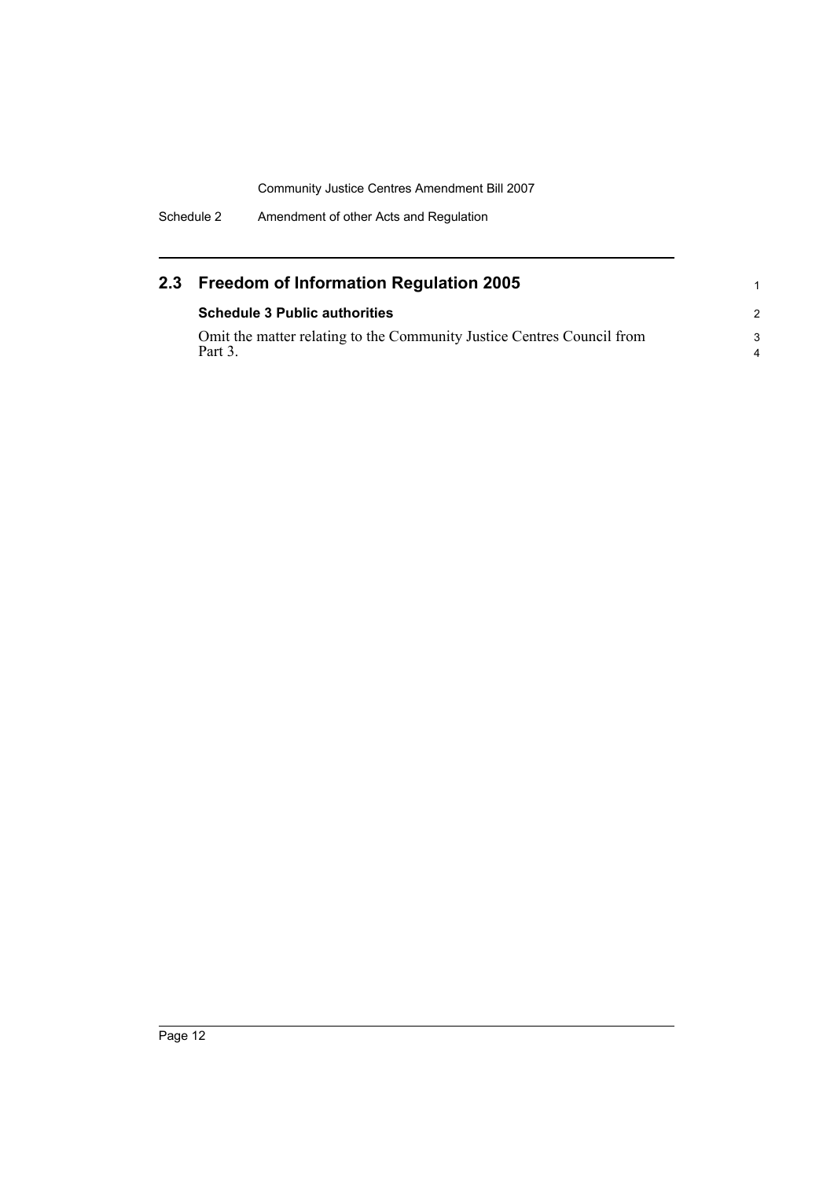## 2.3 Freedom of Information Regulation 2005

**Schedule 3 Public authorities**

Omit the matter relating to the Community Justice Centres Council from Part 3.